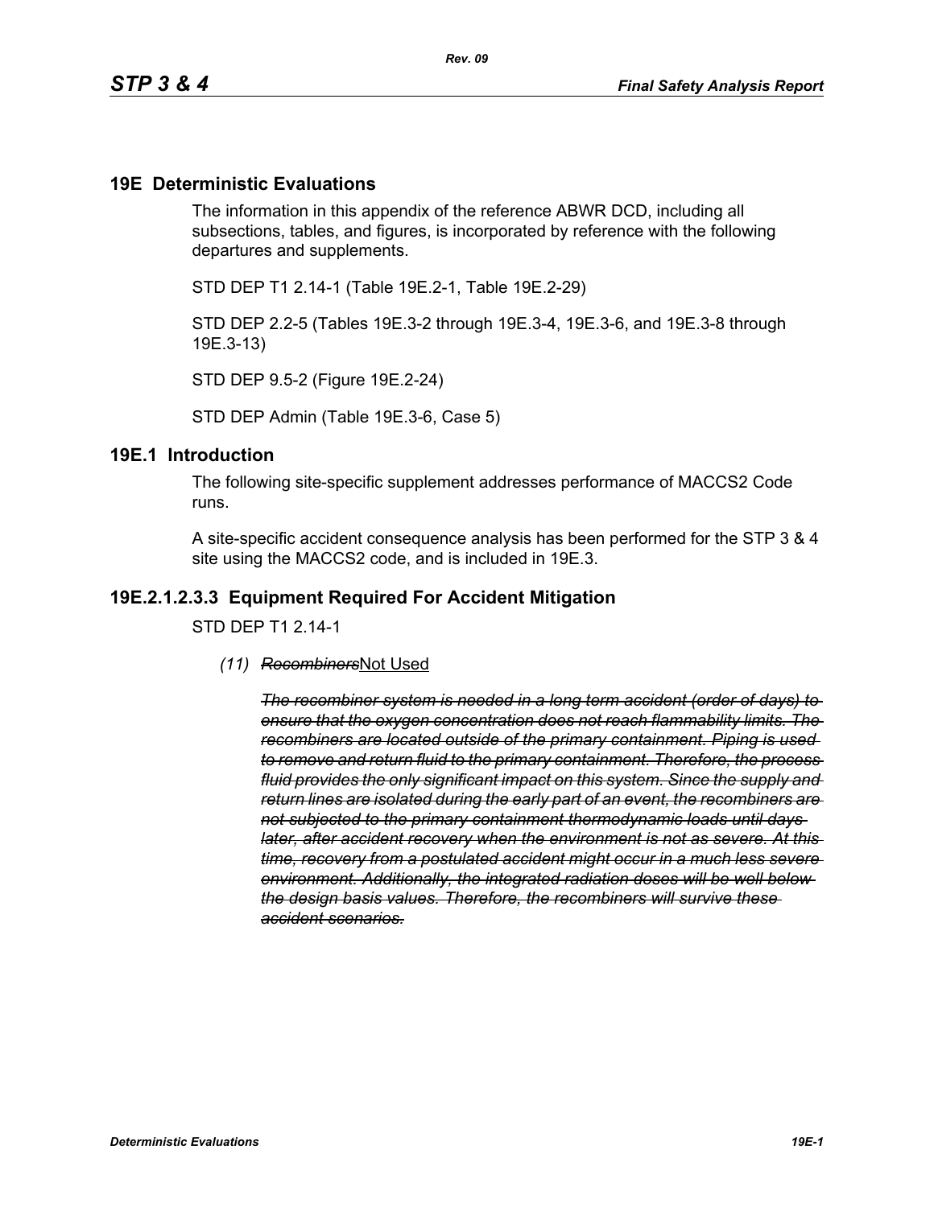## 19E Deterministic Evaluations

The information in this appendix of the reference ABWR DCD, including all subsections, tables, and figures, is incorporated by reference with the following departures and supplements.

STD DEP T1 2.14-1 (Table 19E.2-1, Table 19E.2-29)

STD DEP 2.2-5 (Tables 19E.3-2 through 19E.3-4, 19E.3-6, and 19E.3-8 through 19E.3-13)

STD DEP 9.5-2 (Figure 19E.2-24)

STD DEP Admin (Table 19E.3-6, Case 5)

## 19E.1 Introduction

The following site-specific supplement addresses performance of MACCS2 Code runs.

A site-specific accident consequence analysis has been performed for the STP 3 & 4 site using the MACCS2 code, and is included in 19E.3.

## 19E.2.1.2.3.3 Equipment Required For Accident Mitigation

STD DEP T1 2.14-1

*(11)* ~~*Recombiners*~~Not Used

~~*The recombiner system is needed in a long term accident (order of days) to ensure that the oxygen concentration does not reach flammability limits. The recombiners are located outside of the primary containment. Piping is used to remove and return fluid to the primary containment. Therefore, the process fluid provides the only significant impact on this system. Since the supply and return lines are isolated during the early part of an event, the recombiners are not subjected to the primary containment thermodynamic loads until days later, after accident recovery when the environment is not as severe. At this time, recovery from a postulated accident might occur in a much less severe environment. Additionally, the integrated radiation doses will be well below the design basis values. Therefore, the recombiners will survive these accident scenarios.*~~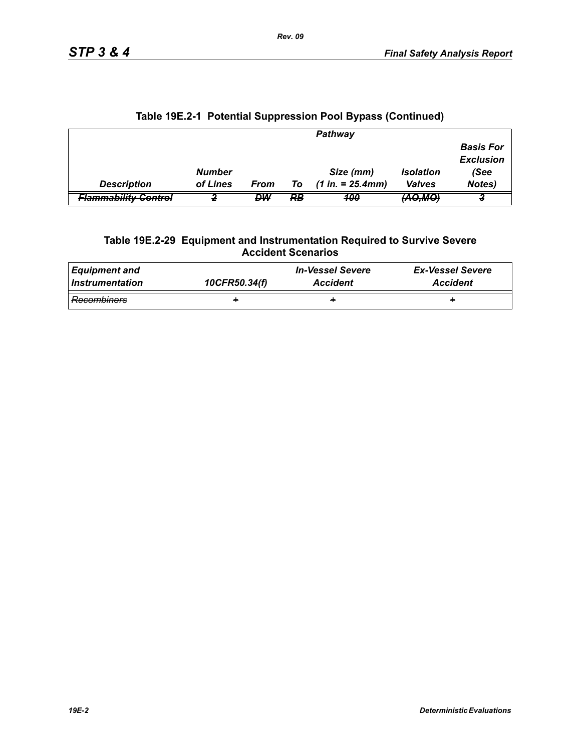## Table 19E.2-1 Potential Suppression Pool Bypass (Continued)

| | Pathway | | | | | |
|---|---|---|---|---|---|---|
| *Description* | *Number of Lines* | *From* | *To* | *Size (mm) (1 in. = 25.4mm)* | *Isolation Valves* | *Basis For Exclusion (See Notes)* |
| ~~*Flammability Control*~~ | ~~*2*~~ | ~~*DW*~~ | ~~*RB*~~ | ~~*100*~~ | ~~*(AO,MO)*~~ | ~~*3*~~ |

## Table 19E.2-29 Equipment and Instrumentation Required to Survive Severe Accident Scenarios

| *Equipment and Instrumentation* | *10CFR50.34(f)* | *In-Vessel Severe Accident* | *Ex-Vessel Severe Accident* |
|---|---|---|---|
| ~~*Recombiners*~~ | ~~+~~ | ~~+~~ | ~~+~~ |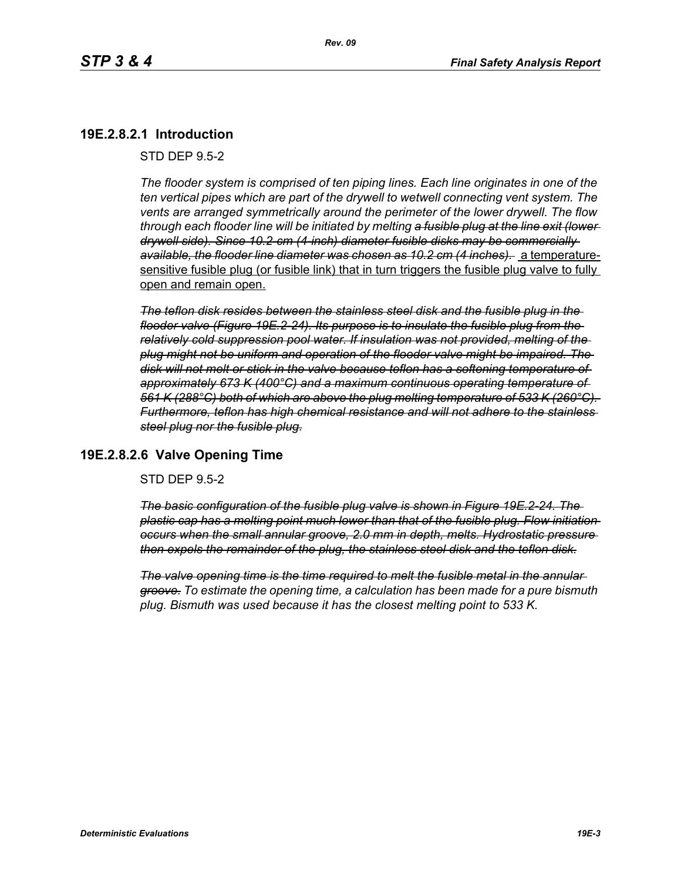## 19E.2.8.2.1 Introduction

STD DEP 9.5-2

*The flooder system is comprised of ten piping lines. Each line originates in one of the ten vertical pipes which are part of the drywell to wetwell connecting vent system. The vents are arranged symmetrically around the perimeter of the lower drywell. The flow through each flooder line will be initiated by melting ~~a fusible plug at the line exit (lower drywell side). Since 10.2-cm (4-inch) diameter fusible disks may be commercially available, the flooder line diameter was chosen as 10.2 cm (4 inches).~~* <u>a temperature-sensitive fusible plug (or fusible link) that in turn triggers the fusible plug valve to fully open and remain open.</u>

~~*The teflon disk resides between the stainless steel disk and the fusible plug in the flooder valve (Figure 19E.2-24). Its purpose is to insulate the fusible plug from the relatively cold suppression pool water. If insulation was not provided, melting of the plug might not be uniform and operation of the flooder valve might be impaired. The disk will not melt or stick in the valve because teflon has a softening temperature of approximately 673 K (400°C) and a maximum continuous operating temperature of 561 K (288°C) both of which are above the plug melting temperature of 533 K (260°C). Furthermore, teflon has high chemical resistance and will not adhere to the stainless steel plug nor the fusible plug.*~~

## 19E.2.8.2.6 Valve Opening Time

STD DEP 9.5-2

~~*The basic configuration of the fusible plug valve is shown in Figure 19E.2-24. The plastic cap has a melting point much lower than that of the fusible plug. Flow initiation occurs when the small annular groove, 2.0 mm in depth, melts. Hydrostatic pressure then expels the remainder of the plug, the stainless steel disk and the teflon disk.*~~

*~~The valve opening time is the time required to melt the fusible metal in the annular groove.~~ To estimate the opening time, a calculation has been made for a pure bismuth plug. Bismuth was used because it has the closest melting point to 533 K.*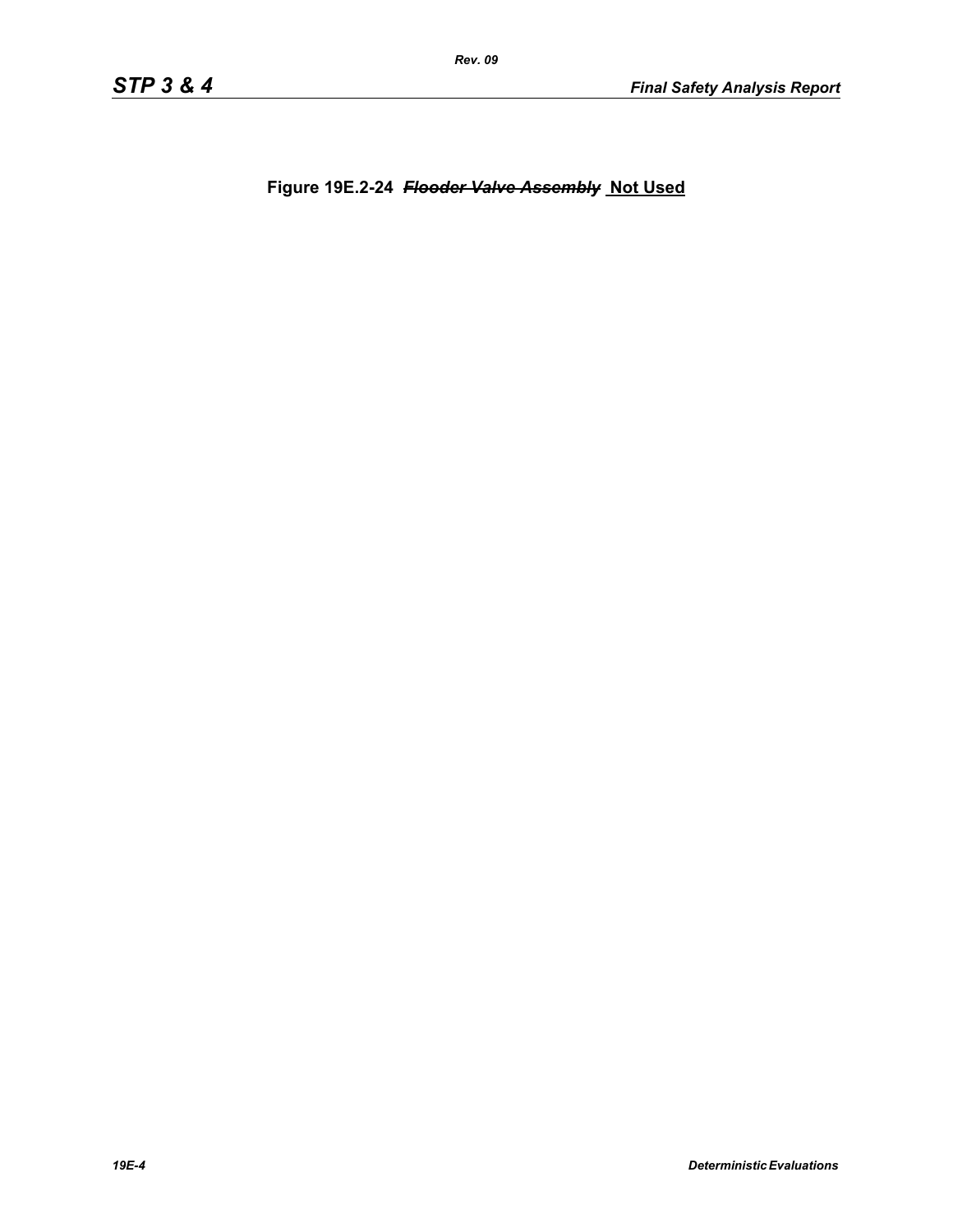**Figure 19E.2-24 ~~*Flooder Valve Assembly*~~ Not Used**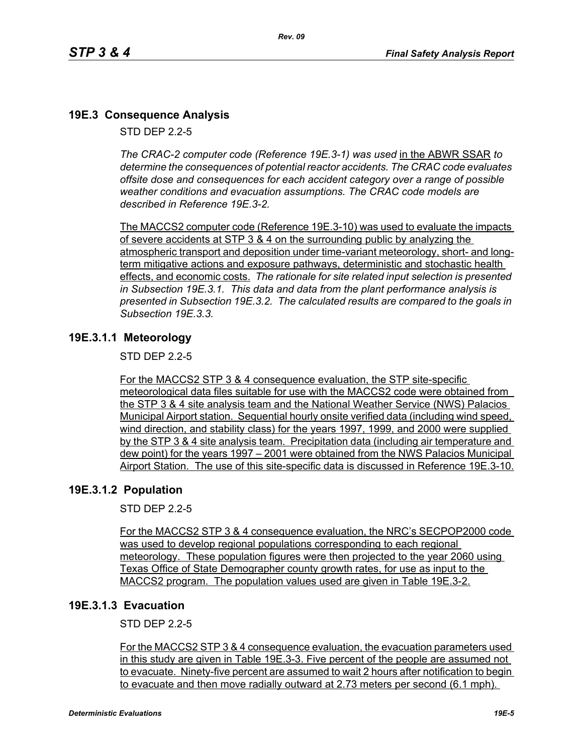## 19E.3 Consequence Analysis

STD DEP 2.2-5

*The CRAC-2 computer code (Reference 19E.3-1) was used* in the ABWR SSAR *to determine the consequences of potential reactor accidents. The CRAC code evaluates offsite dose and consequences for each accident category over a range of possible weather conditions and evacuation assumptions. The CRAC code models are described in Reference 19E.3-2.*

The MACCS2 computer code (Reference 19E.3-10) was used to evaluate the impacts of severe accidents at STP 3 & 4 on the surrounding public by analyzing the atmospheric transport and deposition under time-variant meteorology, short- and long-term mitigative actions and exposure pathways, deterministic and stochastic health effects, and economic costs. *The rationale for site related input selection is presented in Subsection 19E.3.1. This data and data from the plant performance analysis is presented in Subsection 19E.3.2. The calculated results are compared to the goals in Subsection 19E.3.3.*

### 19E.3.1.1 Meteorology

STD DEP 2.2-5

For the MACCS2 STP 3 & 4 consequence evaluation, the STP site-specific meteorological data files suitable for use with the MACCS2 code were obtained from the STP 3 & 4 site analysis team and the National Weather Service (NWS) Palacios Municipal Airport station. Sequential hourly onsite verified data (including wind speed, wind direction, and stability class) for the years 1997, 1999, and 2000 were supplied by the STP 3 & 4 site analysis team. Precipitation data (including air temperature and dew point) for the years 1997 – 2001 were obtained from the NWS Palacios Municipal Airport Station. The use of this site-specific data is discussed in Reference 19E.3-10.

### 19E.3.1.2 Population

STD DEP 2.2-5

For the MACCS2 STP 3 & 4 consequence evaluation, the NRC's SECPOP2000 code was used to develop regional populations corresponding to each regional meteorology. These population figures were then projected to the year 2060 using Texas Office of State Demographer county growth rates, for use as input to the MACCS2 program. The population values used are given in Table 19E.3-2.

### 19E.3.1.3 Evacuation

STD DEP 2.2-5

For the MACCS2 STP 3 & 4 consequence evaluation, the evacuation parameters used in this study are given in Table 19E.3-3. Five percent of the people are assumed not to evacuate. Ninety-five percent are assumed to wait 2 hours after notification to begin to evacuate and then move radially outward at 2.73 meters per second (6.1 mph).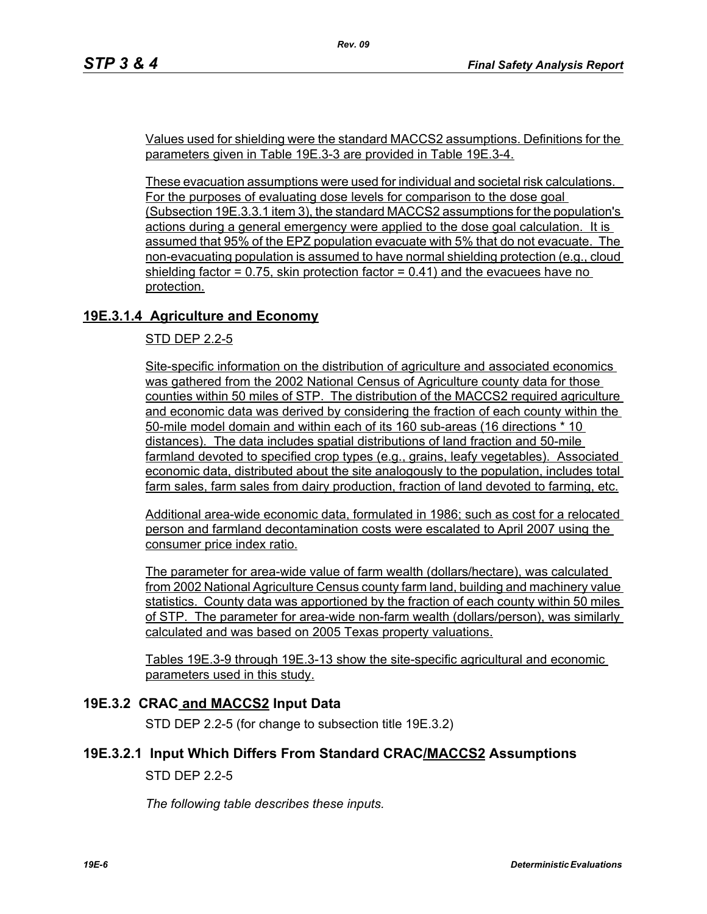Values used for shielding were the standard MACCS2 assumptions. Definitions for the parameters given in Table 19E.3-3 are provided in Table 19E.3-4.

These evacuation assumptions were used for individual and societal risk calculations. For the purposes of evaluating dose levels for comparison to the dose goal (Subsection 19E.3.3.1 item 3), the standard MACCS2 assumptions for the population's actions during a general emergency were applied to the dose goal calculation. It is assumed that 95% of the EPZ population evacuate with 5% that do not evacuate. The non-evacuating population is assumed to have normal shielding protection (e.g., cloud shielding factor = 0.75, skin protection factor = 0.41) and the evacuees have no protection.

### 19E.3.1.4 Agriculture and Economy

STD DEP 2.2-5

Site-specific information on the distribution of agriculture and associated economics was gathered from the 2002 National Census of Agriculture county data for those counties within 50 miles of STP. The distribution of the MACCS2 required agriculture and economic data was derived by considering the fraction of each county within the 50-mile model domain and within each of its 160 sub-areas (16 directions * 10 distances). The data includes spatial distributions of land fraction and 50-mile farmland devoted to specified crop types (e.g., grains, leafy vegetables). Associated economic data, distributed about the site analogously to the population, includes total farm sales, farm sales from dairy production, fraction of land devoted to farming, etc.

Additional area-wide economic data, formulated in 1986; such as cost for a relocated person and farmland decontamination costs were escalated to April 2007 using the consumer price index ratio.

The parameter for area-wide value of farm wealth (dollars/hectare), was calculated from 2002 National Agriculture Census county farm land, building and machinery value statistics. County data was apportioned by the fraction of each county within 50 miles of STP. The parameter for area-wide non-farm wealth (dollars/person), was similarly calculated and was based on 2005 Texas property valuations.

Tables 19E.3-9 through 19E.3-13 show the site-specific agricultural and economic parameters used in this study.

## 19E.3.2 CRAC and MACCS2 Input Data

STD DEP 2.2-5 (for change to subsection title 19E.3.2)

### 19E.3.2.1 Input Which Differs From Standard CRAC/MACCS2 Assumptions

STD DEP 2.2-5

*The following table describes these inputs.*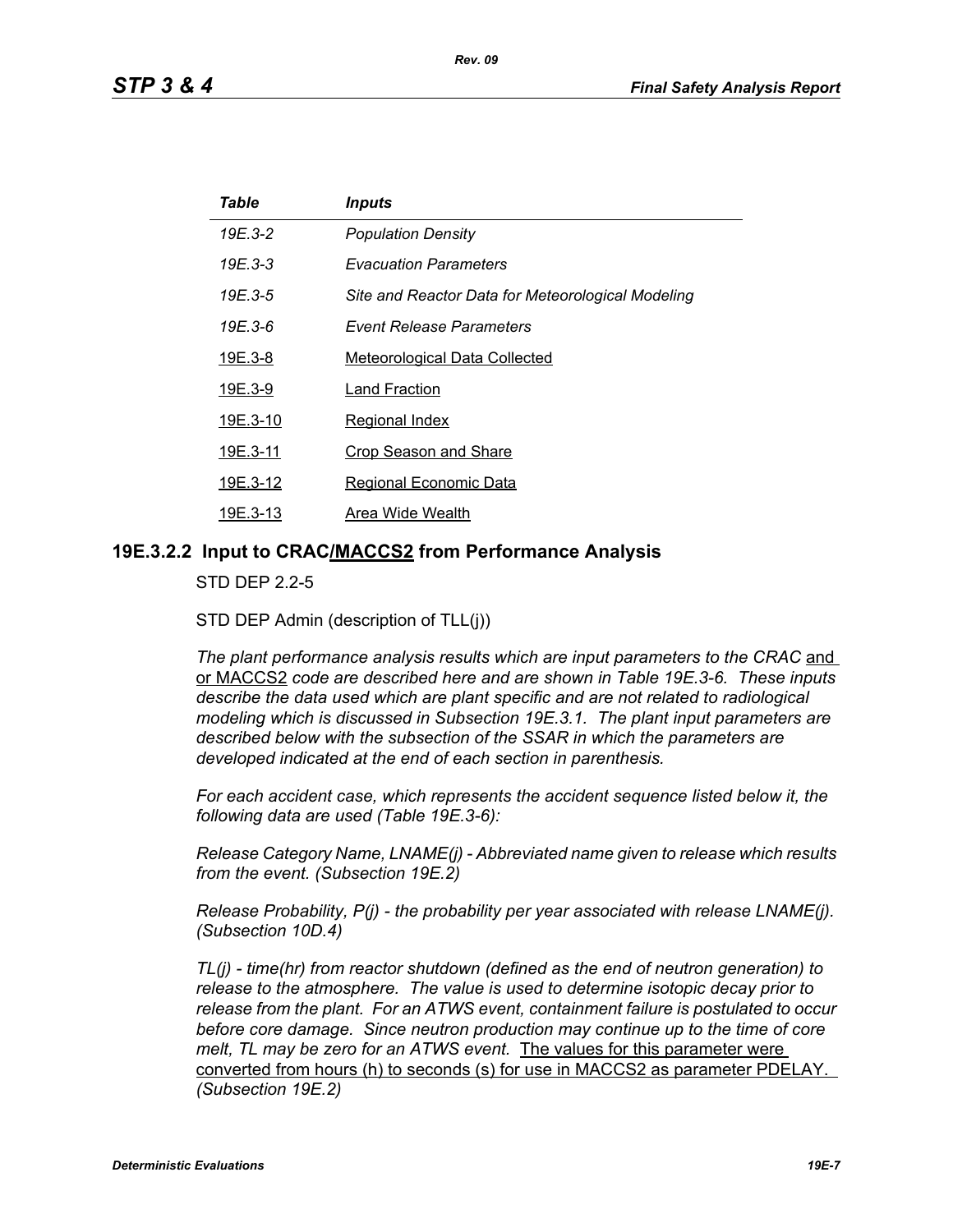| *Table* | *Inputs* |
|---|---|
| *19E.3-2* | *Population Density* |
| *19E.3-3* | *Evacuation Parameters* |
| *19E.3-5* | *Site and Reactor Data for Meteorological Modeling* |
| *19E.3-6* | *Event Release Parameters* |
| 19E.3-8 | Meteorological Data Collected |
| 19E.3-9 | Land Fraction |
| 19E.3-10 | Regional Index |
| 19E.3-11 | Crop Season and Share |
| 19E.3-12 | Regional Economic Data |
| 19E.3-13 | Area Wide Wealth |

### 19E.3.2.2 Input to CRAC/MACCS2 from Performance Analysis

STD DEP 2.2-5

STD DEP Admin (description of TLL(j))

*The plant performance analysis results which are input parameters to the CRAC* and or MACCS2 *code are described here and are shown in Table 19E.3-6. These inputs describe the data used which are plant specific and are not related to radiological modeling which is discussed in Subsection 19E.3.1. The plant input parameters are described below with the subsection of the SSAR in which the parameters are developed indicated at the end of each section in parenthesis.*

*For each accident case, which represents the accident sequence listed below it, the following data are used (Table 19E.3-6):*

*Release Category Name, LNAME(j) - Abbreviated name given to release which results from the event. (Subsection 19E.2)*

*Release Probability, P(j) - the probability per year associated with release LNAME(j). (Subsection 10D.4)*

*TL(j) - time(hr) from reactor shutdown (defined as the end of neutron generation) to release to the atmosphere. The value is used to determine isotopic decay prior to release from the plant. For an ATWS event, containment failure is postulated to occur before core damage. Since neutron production may continue up to the time of core melt, TL may be zero for an ATWS event.* The values for this parameter were converted from hours (h) to seconds (s) for use in MACCS2 as parameter PDELAY. *(Subsection 19E.2)*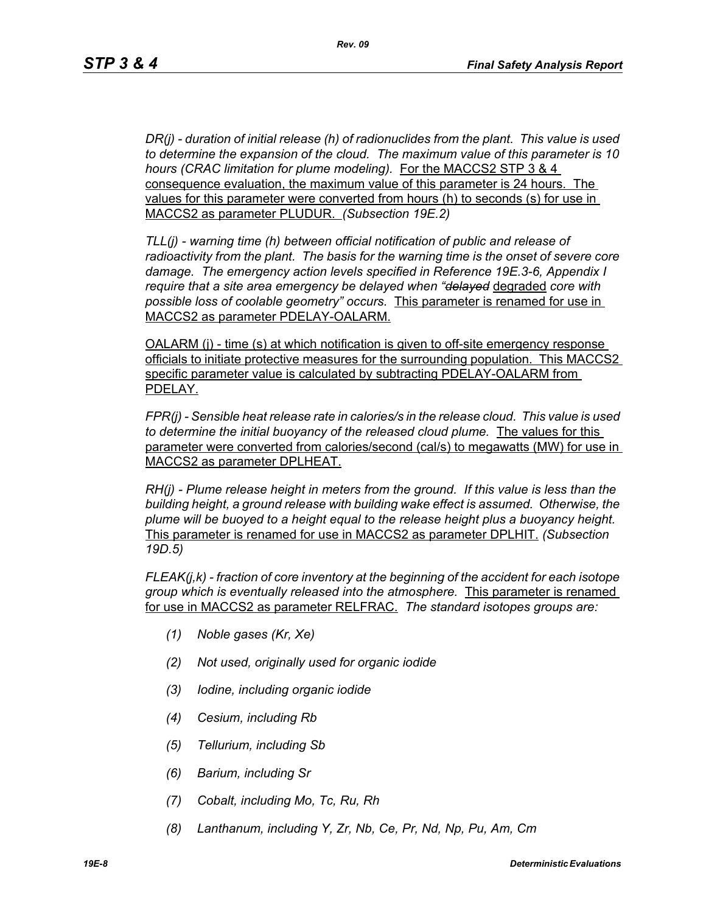*DR(j) - duration of initial release (h) of radionuclides from the plant. This value is used to determine the expansion of the cloud. The maximum value of this parameter is 10 hours (CRAC limitation for plume modeling).* For the MACCS2 STP 3 & 4 consequence evaluation, the maximum value of this parameter is 24 hours. The values for this parameter were converted from hours (h) to seconds (s) for use in MACCS2 as parameter PLUDUR. *(Subsection 19E.2)*

*TLL(j) - warning time (h) between official notification of public and release of radioactivity from the plant. The basis for the warning time is the onset of severe core damage. The emergency action levels specified in Reference 19E.3-6, Appendix I require that a site area emergency be delayed when "~~delayed~~* degraded *core with possible loss of coolable geometry" occurs.* This parameter is renamed for use in MACCS2 as parameter PDELAY-OALARM.

OALARM (j) - time (s) at which notification is given to off-site emergency response officials to initiate protective measures for the surrounding population. This MACCS2 specific parameter value is calculated by subtracting PDELAY-OALARM from PDELAY.

*FPR(j) - Sensible heat release rate in calories/s in the release cloud. This value is used to determine the initial buoyancy of the released cloud plume.* The values for this parameter were converted from calories/second (cal/s) to megawatts (MW) for use in MACCS2 as parameter DPLHEAT.

*RH(j) - Plume release height in meters from the ground. If this value is less than the building height, a ground release with building wake effect is assumed. Otherwise, the plume will be buoyed to a height equal to the release height plus a buoyancy height.* This parameter is renamed for use in MACCS2 as parameter DPLHIT. *(Subsection 19D.5)*

*FLEAK(j,k) - fraction of core inventory at the beginning of the accident for each isotope group which is eventually released into the atmosphere.* This parameter is renamed for use in MACCS2 as parameter RELFRAC. *The standard isotopes groups are:*

*(1) Noble gases (Kr, Xe)*

*(2) Not used, originally used for organic iodide*

*(3) Iodine, including organic iodide*

*(4) Cesium, including Rb*

*(5) Tellurium, including Sb*

*(6) Barium, including Sr*

*(7) Cobalt, including Mo, Tc, Ru, Rh*

*(8) Lanthanum, including Y, Zr, Nb, Ce, Pr, Nd, Np, Pu, Am, Cm*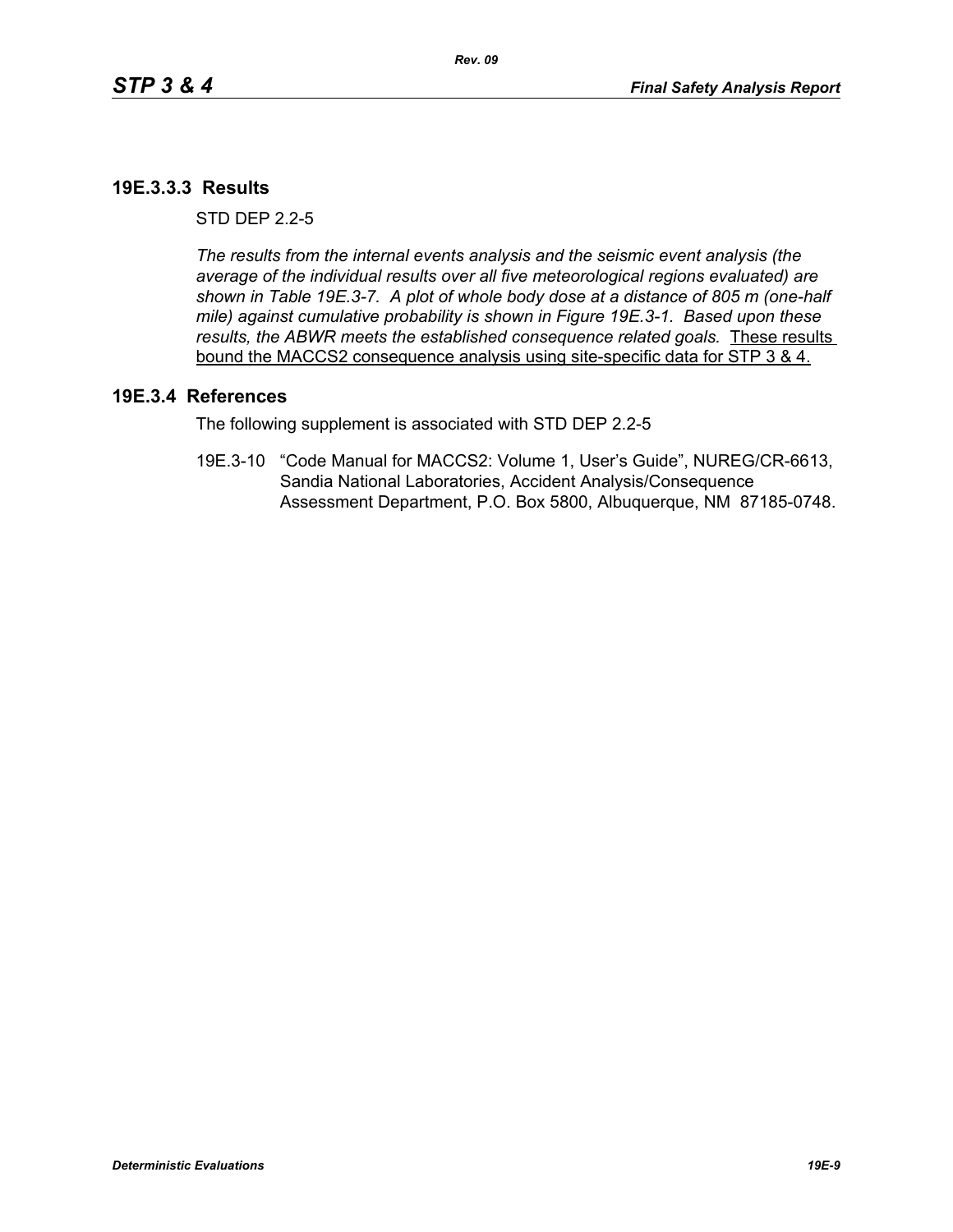### 19E.3.3.3 Results

STD DEP 2.2-5

*The results from the internal events analysis and the seismic event analysis (the average of the individual results over all five meteorological regions evaluated) are shown in Table 19E.3-7. A plot of whole body dose at a distance of 805 m (one-half mile) against cumulative probability is shown in Figure 19E.3-1. Based upon these results, the ABWR meets the established consequence related goals.* <u>These results bound the MACCS2 consequence analysis using site-specific data for STP 3 & 4.</u>

## 19E.3.4 References

The following supplement is associated with STD DEP 2.2-5

19E.3-10 "Code Manual for MACCS2: Volume 1, User's Guide", NUREG/CR-6613, Sandia National Laboratories, Accident Analysis/Consequence Assessment Department, P.O. Box 5800, Albuquerque, NM 87185-0748.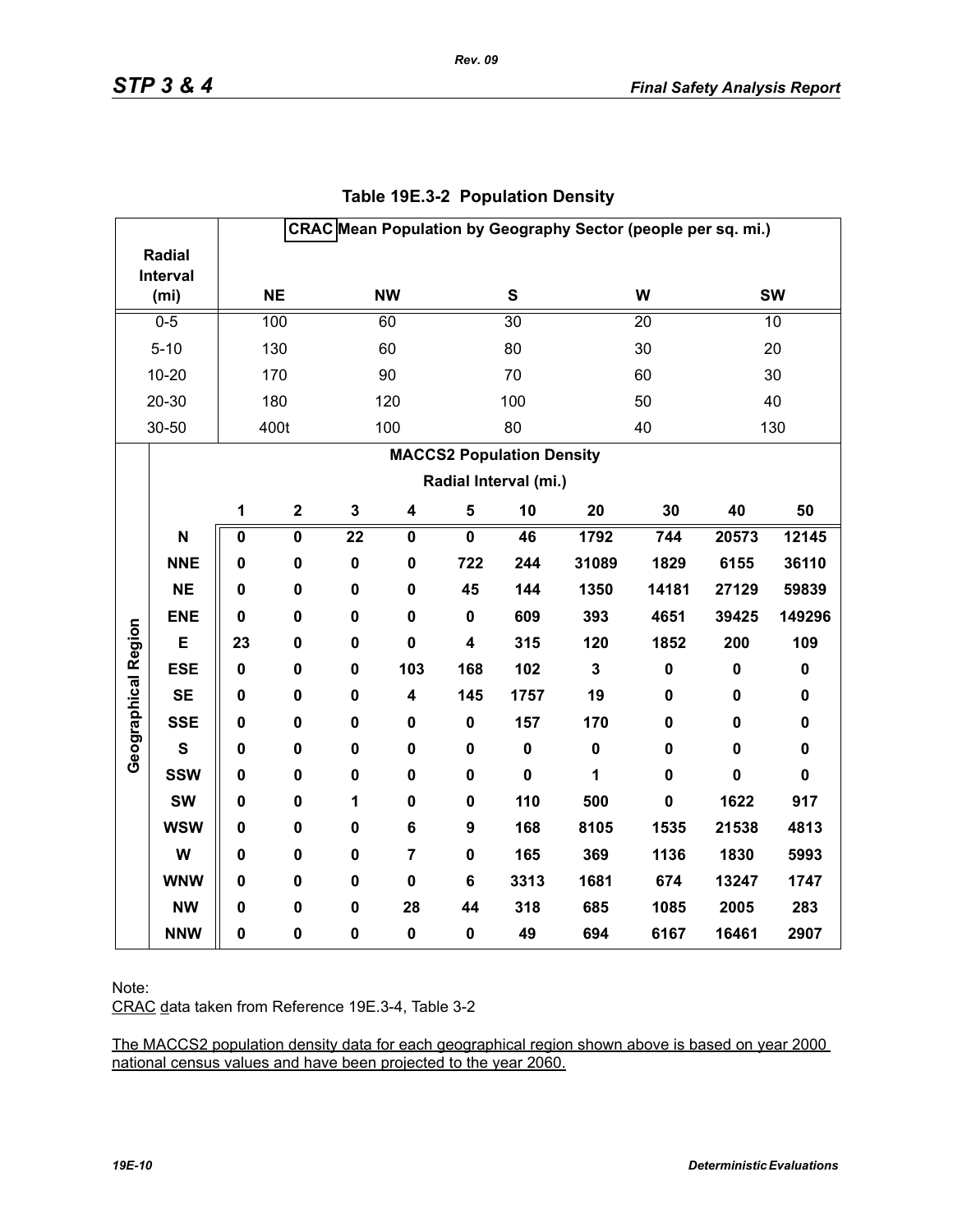**Table 19E.3-2 Population Density**

| Radial Interval (mi) | CRAC Mean Population by Geography Sector (people per sq. mi.) | | | | |
|---|---|---|---|---|---|
| | NE | NW | S | W | SW |
| 0-5 | 100 | 60 | 30 | 20 | 10 |
| 5-10 | 130 | 60 | 80 | 30 | 20 |
| 10-20 | 170 | 90 | 70 | 60 | 30 |
| 20-30 | 180 | 120 | 100 | 50 | 40 |
| 30-50 | 400t | 100 | 80 | 40 | 130 |

| Geographical Region | MACCS2 Population Density Radial Interval (mi.) | | | | | | | | | |
|---|---|---|---|---|---|---|---|---|---|---|
| | 1 | 2 | 3 | 4 | 5 | 10 | 20 | 30 | 40 | 50 |
| **N** | **0** | **0** | **22** | **0** | **0** | **46** | **1792** | **744** | **20573** | **12145** |
| **NNE** | **0** | **0** | **0** | **0** | **722** | **244** | **31089** | **1829** | **6155** | **36110** |
| **NE** | **0** | **0** | **0** | **0** | **45** | **144** | **1350** | **14181** | **27129** | **59839** |
| **ENE** | **0** | **0** | **0** | **0** | **0** | **609** | **393** | **4651** | **39425** | **149296** |
| **E** | **23** | **0** | **0** | **0** | **4** | **315** | **120** | **1852** | **200** | **109** |
| **ESE** | **0** | **0** | **0** | **103** | **168** | **102** | **3** | **0** | **0** | **0** |
| **SE** | **0** | **0** | **0** | **4** | **145** | **1757** | **19** | **0** | **0** | **0** |
| **SSE** | **0** | **0** | **0** | **0** | **0** | **157** | **170** | **0** | **0** | **0** |
| **S** | **0** | **0** | **0** | **0** | **0** | **0** | **0** | **0** | **0** | **0** |
| **SSW** | **0** | **0** | **0** | **0** | **0** | **0** | **1** | **0** | **0** | **0** |
| **SW** | **0** | **0** | **1** | **0** | **0** | **110** | **500** | **0** | **1622** | **917** |
| **WSW** | **0** | **0** | **0** | **6** | **9** | **168** | **8105** | **1535** | **21538** | **4813** |
| **W** | **0** | **0** | **0** | **7** | **0** | **165** | **369** | **1136** | **1830** | **5993** |
| **WNW** | **0** | **0** | **0** | **0** | **6** | **3313** | **1681** | **674** | **13247** | **1747** |
| **NW** | **0** | **0** | **0** | **28** | **44** | **318** | **685** | **1085** | **2005** | **283** |
| **NNW** | **0** | **0** | **0** | **0** | **0** | **49** | **694** | **6167** | **16461** | **2907** |

Note:

CRAC data taken from Reference 19E.3-4, Table 3-2

The MACCS2 population density data for each geographical region shown above is based on year 2000 national census values and have been projected to the year 2060.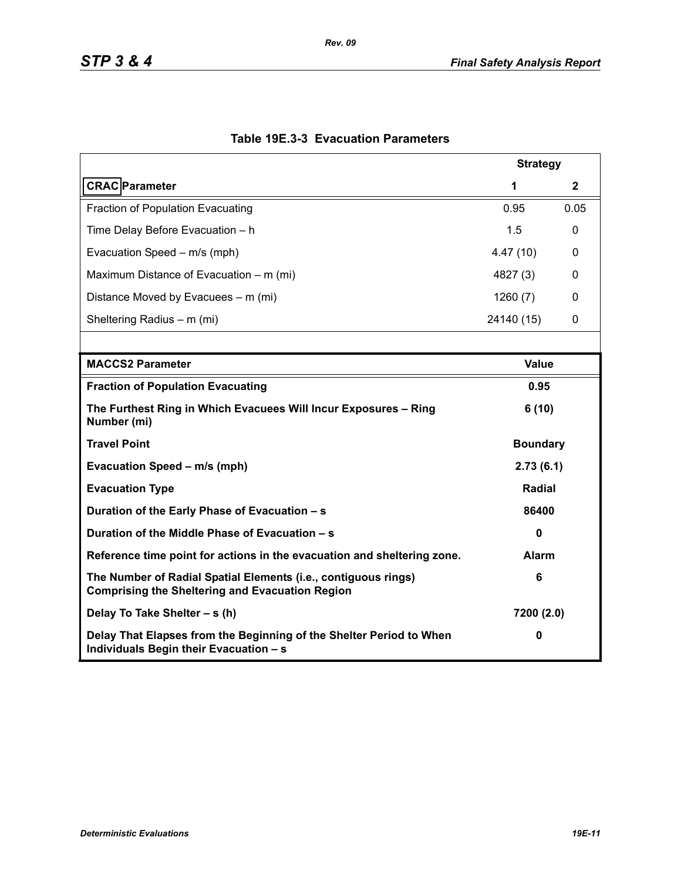**Table 19E.3-3 Evaluation Parameters**

| | Strategy | |
|---|---|---|
| **CRAC Parameter** | **1** | **2** |
| Fraction of Population Evacuating | 0.95 | 0.05 |
| Time Delay Before Evacuation – h | 1.5 | 0 |
| Evacuation Speed – m/s (mph) | 4.47 (10) | 0 |
| Maximum Distance of Evacuation – m (mi) | 4827 (3) | 0 |
| Distance Moved by Evacuees – m (mi) | 1260 (7) | 0 |
| Sheltering Radius – m (mi) | 24140 (15) | 0 |

| **MACCS2 Parameter** | **Value** |
|---|---|
| **Fraction of Population Evacuating** | **0.95** |
| **The Furthest Ring in Which Evacuees Will Incur Exposures – Ring Number (mi)** | **6 (10)** |
| **Travel Point** | **Boundary** |
| **Evacuation Speed – m/s (mph)** | **2.73 (6.1)** |
| **Evacuation Type** | **Radial** |
| **Duration of the Early Phase of Evacuation – s** | **86400** |
| **Duration of the Middle Phase of Evacuation – s** | **0** |
| **Reference time point for actions in the evacuation and sheltering zone.** | **Alarm** |
| **The Number of Radial Spatial Elements (i.e., contiguous rings) Comprising the Sheltering and Evacuation Region** | **6** |
| **Delay To Take Shelter – s (h)** | **7200 (2.0)** |
| **Delay That Elapses from the Beginning of the Shelter Period to When Individuals Begin their Evacuation – s** | **0** |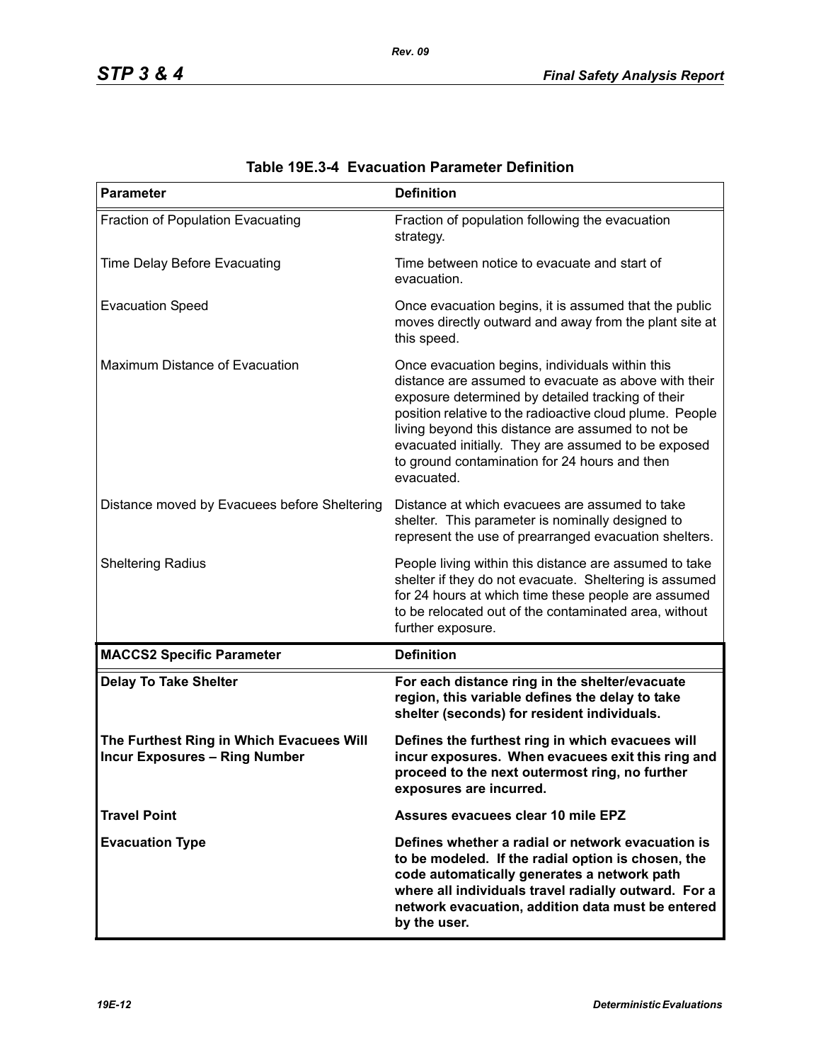**Table 19E.3-4 Evacuation Parameter Definition**

| Parameter | Definition |
|---|---|
| Fraction of Population Evacuating | Fraction of population following the evacuation strategy. |
| Time Delay Before Evacuating | Time between notice to evacuate and start of evacuation. |
| Evacuation Speed | Once evacuation begins, it is assumed that the public moves directly outward and away from the plant site at this speed. |
| Maximum Distance of Evacuation | Once evacuation begins, individuals within this distance are assumed to evacuate as above with their exposure determined by detailed tracking of their position relative to the radioactive cloud plume. People living beyond this distance are assumed to not be evacuated initially. They are assumed to be exposed to ground contamination for 24 hours and then evacuated. |
| Distance moved by Evacuees before Sheltering | Distance at which evacuees are assumed to take shelter. This parameter is nominally designed to represent the use of prearranged evacuation shelters. |
| Sheltering Radius | People living within this distance are assumed to take shelter if they do not evacuate. Sheltering is assumed for 24 hours at which time these people are assumed to be relocated out of the contaminated area, without further exposure. |
| **MACCS2 Specific Parameter** | **Definition** |
| **Delay To Take Shelter** | **For each distance ring in the shelter/evacuate region, this variable defines the delay to take shelter (seconds) for resident individuals.** |
| **The Furthest Ring in Which Evacuees Will Incur Exposures – Ring Number** | **Defines the furthest ring in which evacuees will incur exposures. When evacuees exit this ring and proceed to the next outermost ring, no further exposures are incurred.** |
| **Travel Point** | **Assures evacuees clear 10 mile EPZ** |
| **Evacuation Type** | **Defines whether a radial or network evacuation is to be modeled. If the radial option is chosen, the code automatically generates a network path where all individuals travel radially outward. For a network evacuation, addition data must be entered by the user.** |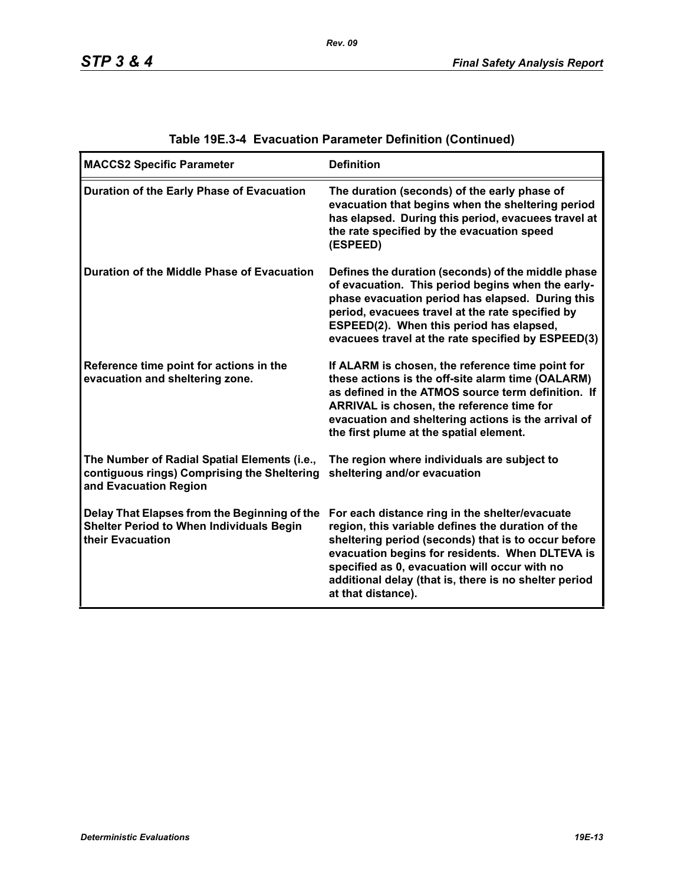**Table 19E.3-4 Evacuation Parameter Definition (Continued)**

| MACCS2 Specific Parameter | Definition |
|---|---|
| Duration of the Early Phase of Evacuation | The duration (seconds) of the early phase of evacuation that begins when the sheltering period has elapsed. During this period, evacuees travel at the rate specified by the evacuation speed (ESPEED) |
| Duration of the Middle Phase of Evacuation | Defines the duration (seconds) of the middle phase of evacuation. This period begins when the early-phase evacuation period has elapsed. During this period, evacuees travel at the rate specified by ESPEED(2). When this period has elapsed, evacuees travel at the rate specified by ESPEED(3) |
| Reference time point for actions in the evacuation and sheltering zone. | If ALARM is chosen, the reference time point for these actions is the off-site alarm time (OALARM) as defined in the ATMOS source term definition. If ARRIVAL is chosen, the reference time for evacuation and sheltering actions is the arrival of the first plume at the spatial element. |
| The Number of Radial Spatial Elements (i.e., contiguous rings) Comprising the Sheltering and Evacuation Region | The region where individuals are subject to sheltering and/or evacuation |
| Delay That Elapses from the Beginning of the Shelter Period to When Individuals Begin their Evacuation | For each distance ring in the shelter/evacuate region, this variable defines the duration of the sheltering period (seconds) that is to occur before evacuation begins for residents. When DLTEVA is specified as 0, evacuation will occur with no additional delay (that is, there is no shelter period at that distance). |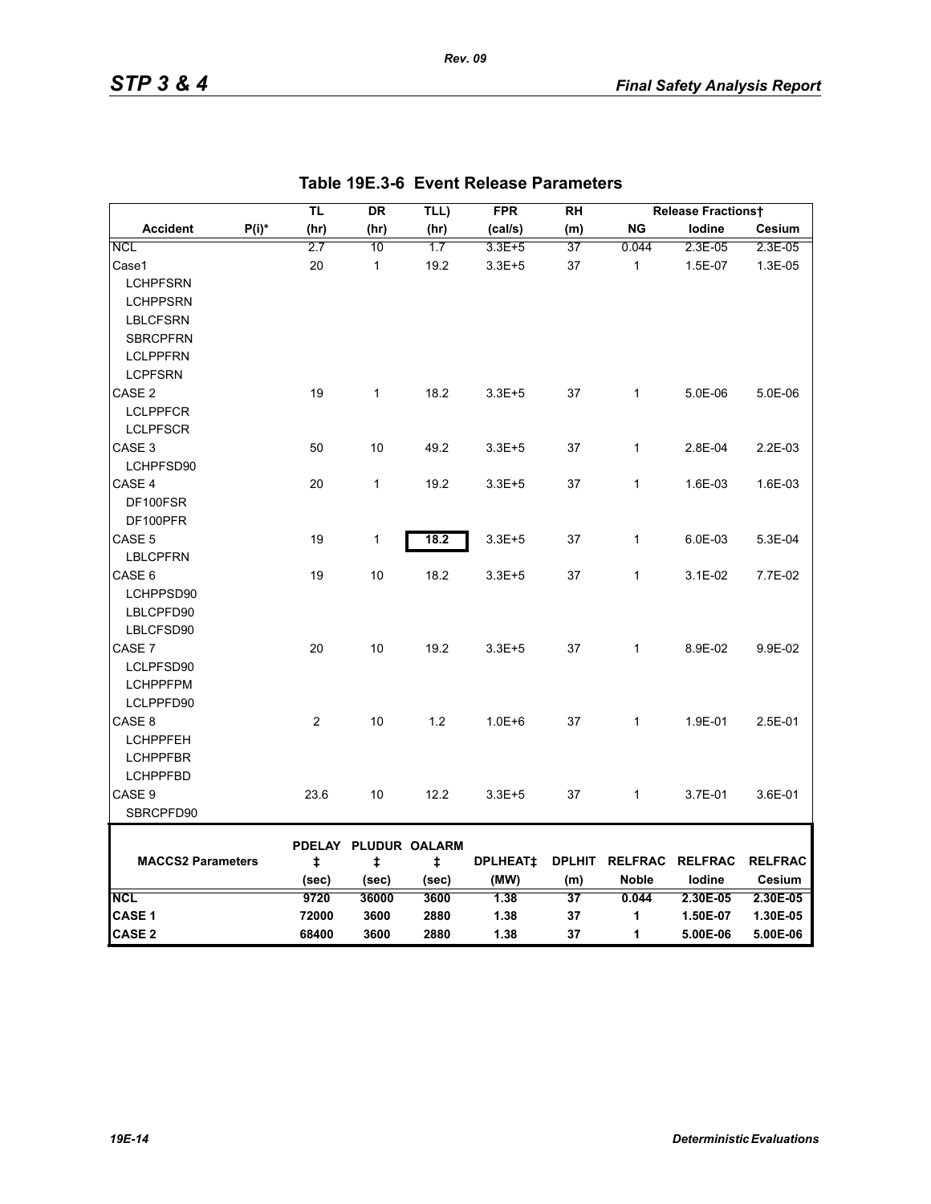# Table 19E.3-6 Event Release Parameters

| Accident | P(i)* | TL (hr) | DR (hr) | TLL) (hr) | FPR (cal/s) | RH (m) | Release Fractions† NG | Iodine | Cesium |
|---|---|---|---|---|---|---|---|---|---|
| NCL | | 2.7 | 10 | 1.7 | 3.3E+5 | 37 | 0.044 | 2.3E-05 | 2.3E-05 |
| Case1 | | 20 | 1 | 19.2 | 3.3E+5 | 37 | 1 | 1.5E-07 | 1.3E-05 |
| LCHPFSRN | | | | | | | | | |
| LCHPPSRN | | | | | | | | | |
| LBLCFSRN | | | | | | | | | |
| SBRCPFRN | | | | | | | | | |
| LCLPPFRN | | | | | | | | | |
| LCPFSRN | | | | | | | | | |
| CASE 2 | | 19 | 1 | 18.2 | 3.3E+5 | 37 | 1 | 5.0E-06 | 5.0E-06 |
| LCLPPFCR | | | | | | | | | |
| LCLPFSCR | | | | | | | | | |
| CASE 3 | | 50 | 10 | 49.2 | 3.3E+5 | 37 | 1 | 2.8E-04 | 2.2E-03 |
| LCHPFSD90 | | | | | | | | | |
| CASE 4 | | 20 | 1 | 19.2 | 3.3E+5 | 37 | 1 | 1.6E-03 | 1.6E-03 |
| DF100FSR | | | | | | | | | |
| DF100PFR | | | | | | | | | |
| CASE 5 | | 19 | 1 | **18.2** | 3.3E+5 | 37 | 1 | 6.0E-03 | 5.3E-04 |
| LBLCPFRN | | | | | | | | | |
| CASE 6 | | 19 | 10 | 18.2 | 3.3E+5 | 37 | 1 | 3.1E-02 | 7.7E-02 |
| LCHPPSD90 | | | | | | | | | |
| LBLCPFD90 | | | | | | | | | |
| LBLCFSD90 | | | | | | | | | |
| CASE 7 | | 20 | 10 | 19.2 | 3.3E+5 | 37 | 1 | 8.9E-02 | 9.9E-02 |
| LCLPFSD90 | | | | | | | | | |
| LCHPPFPM | | | | | | | | | |
| LCLPPFD90 | | | | | | | | | |
| CASE 8 | | 2 | 10 | 1.2 | 1.0E+6 | 37 | 1 | 1.9E-01 | 2.5E-01 |
| LCHPPFEH | | | | | | | | | |
| LCHPPFBR | | | | | | | | | |
| LCHPPFBD | | | | | | | | | |
| CASE 9 | | 23.6 | 10 | 12.2 | 3.3E+5 | 37 | 1 | 3.7E-01 | 3.6E-01 |
| SBRCPFD90 | | | | | | | | | |

| MACCS2 Parameters | PDELAY ‡ (sec) | PLUDUR ‡ (sec) | OALARM ‡ (sec) | DPLHEAT‡ (MW) | DPLHIT (m) | RELFRAC Noble | RELFRAC Iodine | RELFRAC Cesium |
|---|---|---|---|---|---|---|---|---|
| **NCL** | **9720** | **36000** | **3600** | **1.38** | **37** | **0.044** | **2.30E-05** | **2.30E-05** |
| **CASE 1** | **72000** | **3600** | **2880** | **1.38** | **37** | **1** | **1.50E-07** | **1.30E-05** |
| **CASE 2** | **68400** | **3600** | **2880** | **1.38** | **37** | **1** | **5.00E-06** | **5.00E-06** |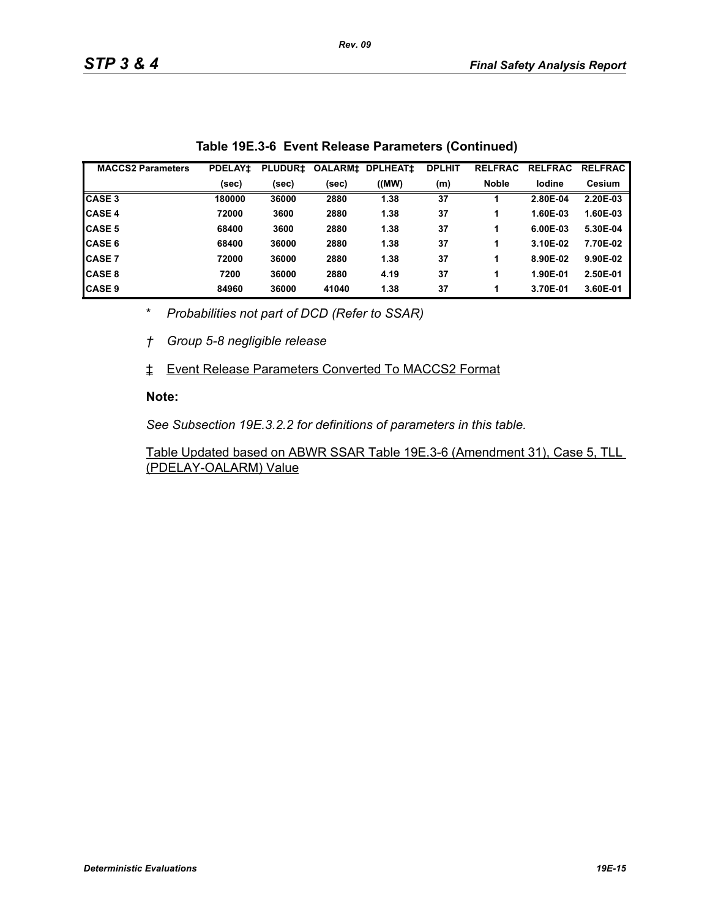**Table 19E.3-6 Event Release Parameters (Continued)**

| MACCS2 Parameters | PDELAY‡ | PLUDUR‡ | OALARM‡ | DPLHEAT‡ | DPLHIT | RELFRAC | RELFRAC | RELFRAC |
|---|---|---|---|---|---|---|---|---|
| | (sec) | (sec) | (sec) | ((MW) | (m) | Noble | Iodine | Cesium |
| CASE 3 | 180000 | 36000 | 2880 | 1.38 | 37 | 1 | 2.80E-04 | 2.20E-03 |
| CASE 4 | 72000 | 3600 | 2880 | 1.38 | 37 | 1 | 1.60E-03 | 1.60E-03 |
| CASE 5 | 68400 | 3600 | 2880 | 1.38 | 37 | 1 | 6.00E-03 | 5.30E-04 |
| CASE 6 | 68400 | 36000 | 2880 | 1.38 | 37 | 1 | 3.10E-02 | 7.70E-02 |
| CASE 7 | 72000 | 36000 | 2880 | 1.38 | 37 | 1 | 8.90E-02 | 9.90E-02 |
| CASE 8 | 7200 | 36000 | 2880 | 4.19 | 37 | 1 | 1.90E-01 | 2.50E-01 |
| CASE 9 | 84960 | 36000 | 41040 | 1.38 | 37 | 1 | 3.70E-01 | 3.60E-01 |

\* *Probabilities not part of DCD (Refer to SSAR)*

† *Group 5-8 negligible release*

‡ Event Release Parameters Converted To MACCS2 Format

**Note:**

*See Subsection 19E.3.2.2 for definitions of parameters in this table.*

Table Updated based on ABWR SSAR Table 19E.3-6 (Amendment 31), Case 5, TLL (PDELAY-OALARM) Value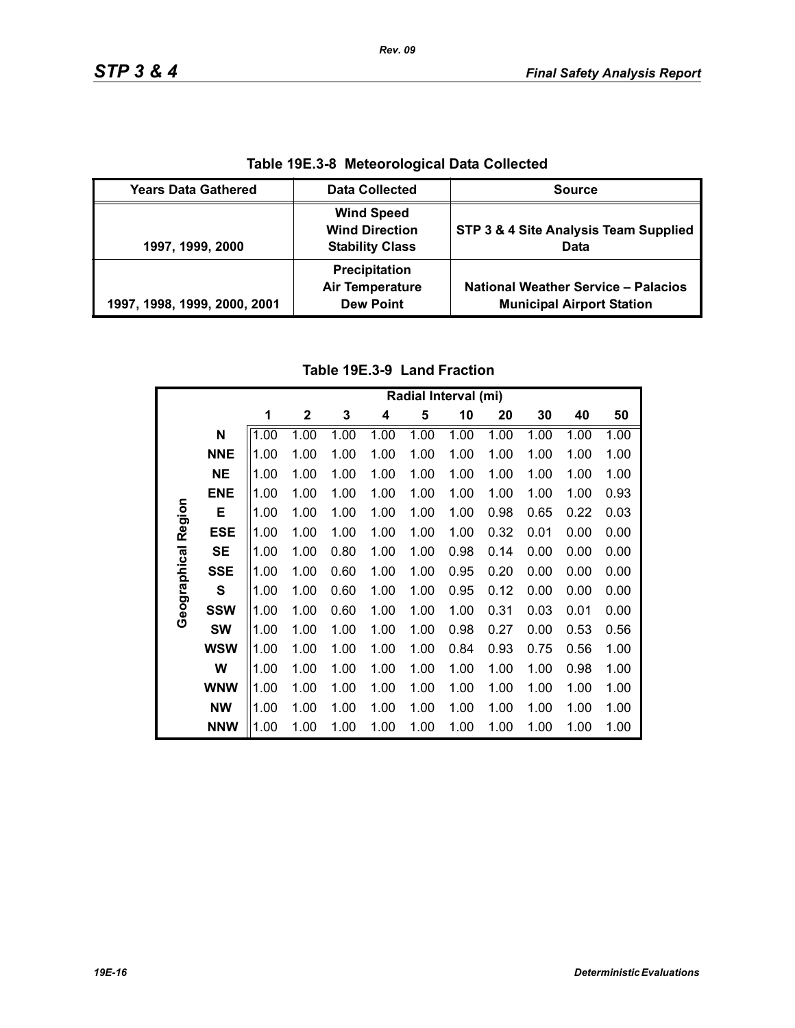**Table 19E.3-8 Meteorological Data Collected**

| Years Data Gathered | Data Collected | Source |
|---|---|---|
| 1997, 1999, 2000 | Wind Speed<br>Wind Direction<br>Stability Class | STP 3 & 4 Site Analysis Team Supplied Data |
| 1997, 1998, 1999, 2000, 2001 | Precipitation<br>Air Temperature<br>Dew Point | National Weather Service – Palacios Municipal Airport Station |

**Table 19E.3-9 Land Fraction**

| | | Radial Interval (mi) | | | | | | | | | |
|---|---|---|---|---|---|---|---|---|---|---|---|
| | | 1 | 2 | 3 | 4 | 5 | 10 | 20 | 30 | 40 | 50 |
| Geographical Region | N | 1.00 | 1.00 | 1.00 | 1.00 | 1.00 | 1.00 | 1.00 | 1.00 | 1.00 | 1.00 |
| | NNE | 1.00 | 1.00 | 1.00 | 1.00 | 1.00 | 1.00 | 1.00 | 1.00 | 1.00 | 1.00 |
| | NE | 1.00 | 1.00 | 1.00 | 1.00 | 1.00 | 1.00 | 1.00 | 1.00 | 1.00 | 1.00 |
| | ENE | 1.00 | 1.00 | 1.00 | 1.00 | 1.00 | 1.00 | 1.00 | 1.00 | 1.00 | 0.93 |
| | E | 1.00 | 1.00 | 1.00 | 1.00 | 1.00 | 1.00 | 0.98 | 0.65 | 0.22 | 0.03 |
| | ESE | 1.00 | 1.00 | 1.00 | 1.00 | 1.00 | 1.00 | 0.32 | 0.01 | 0.00 | 0.00 |
| | SE | 1.00 | 1.00 | 0.80 | 1.00 | 1.00 | 0.98 | 0.14 | 0.00 | 0.00 | 0.00 |
| | SSE | 1.00 | 1.00 | 0.60 | 1.00 | 1.00 | 0.95 | 0.20 | 0.00 | 0.00 | 0.00 |
| | S | 1.00 | 1.00 | 0.60 | 1.00 | 1.00 | 0.95 | 0.12 | 0.00 | 0.00 | 0.00 |
| | SSW | 1.00 | 1.00 | 0.60 | 1.00 | 1.00 | 1.00 | 0.31 | 0.03 | 0.01 | 0.00 |
| | SW | 1.00 | 1.00 | 1.00 | 1.00 | 1.00 | 0.98 | 0.27 | 0.00 | 0.53 | 0.56 |
| | WSW | 1.00 | 1.00 | 1.00 | 1.00 | 1.00 | 0.84 | 0.93 | 0.75 | 0.56 | 1.00 |
| | W | 1.00 | 1.00 | 1.00 | 1.00 | 1.00 | 1.00 | 1.00 | 1.00 | 0.98 | 1.00 |
| | WNW | 1.00 | 1.00 | 1.00 | 1.00 | 1.00 | 1.00 | 1.00 | 1.00 | 1.00 | 1.00 |
| | NW | 1.00 | 1.00 | 1.00 | 1.00 | 1.00 | 1.00 | 1.00 | 1.00 | 1.00 | 1.00 |
| | NNW | 1.00 | 1.00 | 1.00 | 1.00 | 1.00 | 1.00 | 1.00 | 1.00 | 1.00 | 1.00 |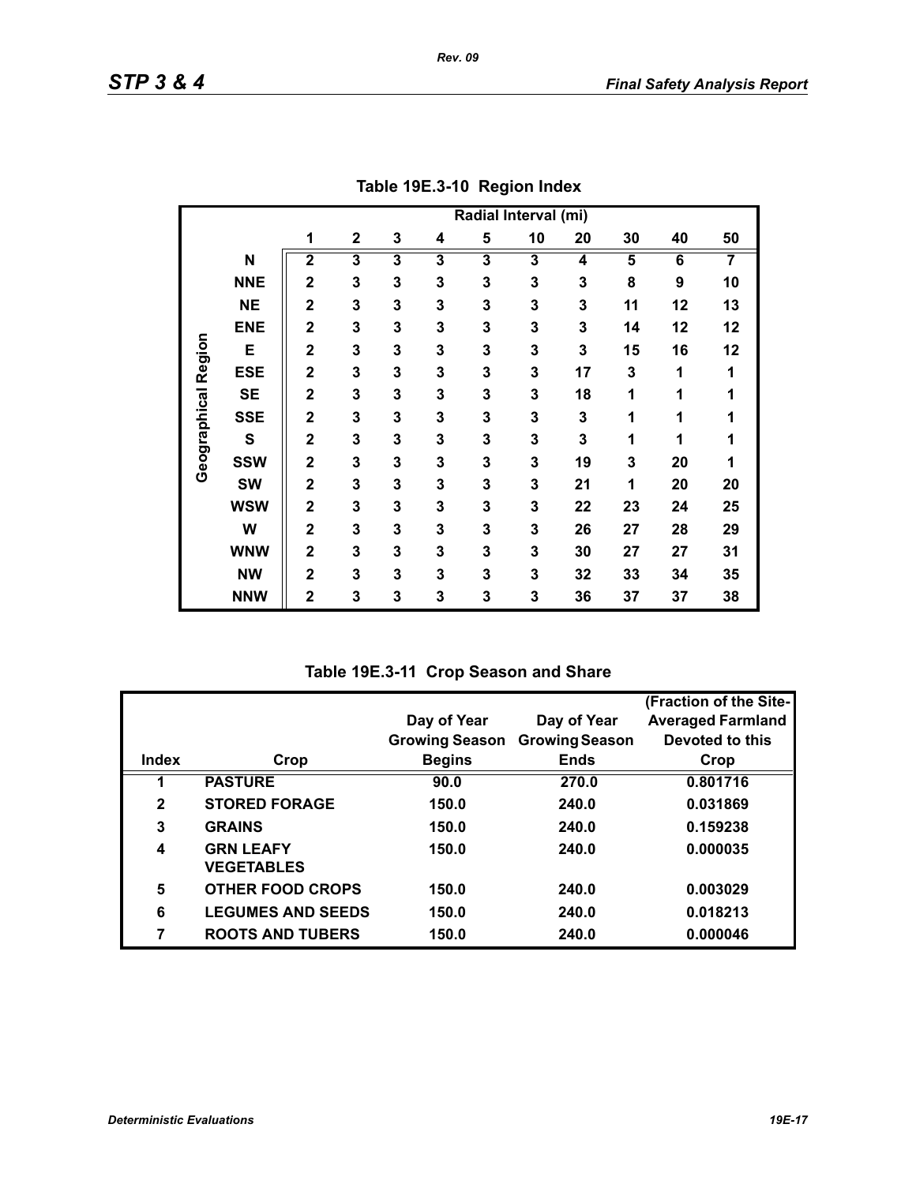**Table 19E.3-10 Region Index**

| Geographical Region | Radial Interval (mi) | | | | | | | | | |
|---|---|---|---|---|---|---|---|---|---|---|
| | 1 | 2 | 3 | 4 | 5 | 10 | 20 | 30 | 40 | 50 |
| N | 2 | 3 | 3 | 3 | 3 | 3 | 4 | 5 | 6 | 7 |
| NNE | 2 | 3 | 3 | 3 | 3 | 3 | 3 | 8 | 9 | 10 |
| NE | 2 | 3 | 3 | 3 | 3 | 3 | 3 | 11 | 12 | 13 |
| ENE | 2 | 3 | 3 | 3 | 3 | 3 | 3 | 14 | 12 | 12 |
| E | 2 | 3 | 3 | 3 | 3 | 3 | 3 | 15 | 16 | 12 |
| ESE | 2 | 3 | 3 | 3 | 3 | 3 | 17 | 3 | 1 | 1 |
| SE | 2 | 3 | 3 | 3 | 3 | 3 | 18 | 1 | 1 | 1 |
| SSE | 2 | 3 | 3 | 3 | 3 | 3 | 3 | 1 | 1 | 1 |
| S | 2 | 3 | 3 | 3 | 3 | 3 | 3 | 1 | 1 | 1 |
| SSW | 2 | 3 | 3 | 3 | 3 | 3 | 19 | 3 | 20 | 1 |
| SW | 2 | 3 | 3 | 3 | 3 | 3 | 21 | 1 | 20 | 20 |
| WSW | 2 | 3 | 3 | 3 | 3 | 3 | 22 | 23 | 24 | 25 |
| W | 2 | 3 | 3 | 3 | 3 | 3 | 26 | 27 | 28 | 29 |
| WNW | 2 | 3 | 3 | 3 | 3 | 3 | 30 | 27 | 27 | 31 |
| NW | 2 | 3 | 3 | 3 | 3 | 3 | 32 | 33 | 34 | 35 |
| NNW | 2 | 3 | 3 | 3 | 3 | 3 | 36 | 37 | 37 | 38 |

**Table 19E.3-11 Crop Season and Share**

| Index | Crop | Day of Year Growing Season Begins | Day of Year Growing Season Ends | (Fraction of the Site-Averaged Farmland Devoted to this Crop |
|---|---|---|---|---|
| 1 | PASTURE | 90.0 | 270.0 | 0.801716 |
| 2 | STORED FORAGE | 150.0 | 240.0 | 0.031869 |
| 3 | GRAINS | 150.0 | 240.0 | 0.159238 |
| 4 | GRN LEAFY VEGETABLES | 150.0 | 240.0 | 0.000035 |
| 5 | OTHER FOOD CROPS | 150.0 | 240.0 | 0.003029 |
| 6 | LEGUMES AND SEEDS | 150.0 | 240.0 | 0.018213 |
| 7 | ROOTS AND TUBERS | 150.0 | 240.0 | 0.000046 |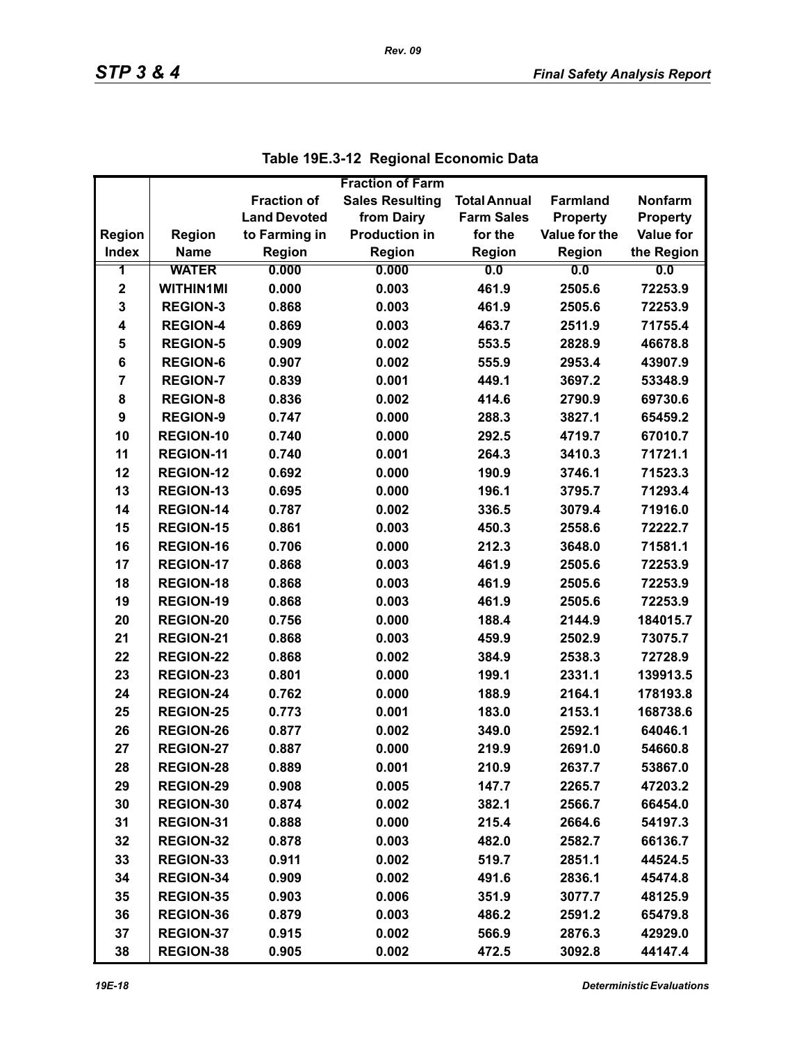**Table 19E.3-12 Regional Economic Data**

| Region Index | Region Name | Fraction of Land Devoted to Farming in Region | Fraction of Farm Sales Resulting from Dairy Production in Region | Total Annual Farm Sales for the Region | Farmland Property Value for the Region | Nonfarm Property Value for the Region |
|---|---|---|---|---|---|---|
| 1 | WATER | 0.000 | 0.000 | 0.0 | 0.0 | 0.0 |
| 2 | WITHIN1MI | 0.000 | 0.003 | 461.9 | 2505.6 | 72253.9 |
| 3 | REGION-3 | 0.868 | 0.003 | 461.9 | 2505.6 | 72253.9 |
| 4 | REGION-4 | 0.869 | 0.003 | 463.7 | 2511.9 | 71755.4 |
| 5 | REGION-5 | 0.909 | 0.002 | 553.5 | 2828.9 | 46678.8 |
| 6 | REGION-6 | 0.907 | 0.002 | 555.9 | 2953.4 | 43907.9 |
| 7 | REGION-7 | 0.839 | 0.001 | 449.1 | 3697.2 | 53348.9 |
| 8 | REGION-8 | 0.836 | 0.002 | 414.6 | 2790.9 | 69730.6 |
| 9 | REGION-9 | 0.747 | 0.000 | 288.3 | 3827.1 | 65459.2 |
| 10 | REGION-10 | 0.740 | 0.000 | 292.5 | 4719.7 | 67010.7 |
| 11 | REGION-11 | 0.740 | 0.001 | 264.3 | 3410.3 | 71721.1 |
| 12 | REGION-12 | 0.692 | 0.000 | 190.9 | 3746.1 | 71523.3 |
| 13 | REGION-13 | 0.695 | 0.000 | 196.1 | 3795.7 | 71293.4 |
| 14 | REGION-14 | 0.787 | 0.002 | 336.5 | 3079.4 | 71916.0 |
| 15 | REGION-15 | 0.861 | 0.003 | 450.3 | 2558.6 | 72222.7 |
| 16 | REGION-16 | 0.706 | 0.000 | 212.3 | 3648.0 | 71581.1 |
| 17 | REGION-17 | 0.868 | 0.003 | 461.9 | 2505.6 | 72253.9 |
| 18 | REGION-18 | 0.868 | 0.003 | 461.9 | 2505.6 | 72253.9 |
| 19 | REGION-19 | 0.868 | 0.003 | 461.9 | 2505.6 | 72253.9 |
| 20 | REGION-20 | 0.756 | 0.000 | 188.4 | 2144.9 | 184015.7 |
| 21 | REGION-21 | 0.868 | 0.003 | 459.9 | 2502.9 | 73075.7 |
| 22 | REGION-22 | 0.868 | 0.002 | 384.9 | 2538.3 | 72728.9 |
| 23 | REGION-23 | 0.801 | 0.000 | 199.1 | 2331.1 | 139913.5 |
| 24 | REGION-24 | 0.762 | 0.000 | 188.9 | 2164.1 | 178193.8 |
| 25 | REGION-25 | 0.773 | 0.001 | 183.0 | 2153.1 | 168738.6 |
| 26 | REGION-26 | 0.877 | 0.002 | 349.0 | 2592.1 | 64046.1 |
| 27 | REGION-27 | 0.887 | 0.000 | 219.9 | 2691.0 | 54660.8 |
| 28 | REGION-28 | 0.889 | 0.001 | 210.9 | 2637.7 | 53867.0 |
| 29 | REGION-29 | 0.908 | 0.005 | 147.7 | 2265.7 | 47203.2 |
| 30 | REGION-30 | 0.874 | 0.002 | 382.1 | 2566.7 | 66454.0 |
| 31 | REGION-31 | 0.888 | 0.000 | 215.4 | 2664.6 | 54197.3 |
| 32 | REGION-32 | 0.878 | 0.003 | 482.0 | 2582.7 | 66136.7 |
| 33 | REGION-33 | 0.911 | 0.002 | 519.7 | 2851.1 | 44524.5 |
| 34 | REGION-34 | 0.909 | 0.002 | 491.6 | 2836.1 | 45474.8 |
| 35 | REGION-35 | 0.903 | 0.006 | 351.9 | 3077.7 | 48125.9 |
| 36 | REGION-36 | 0.879 | 0.003 | 486.2 | 2591.2 | 65479.8 |
| 37 | REGION-37 | 0.915 | 0.002 | 566.9 | 2876.3 | 42929.0 |
| 38 | REGION-38 | 0.905 | 0.002 | 472.5 | 3092.8 | 44147.4 |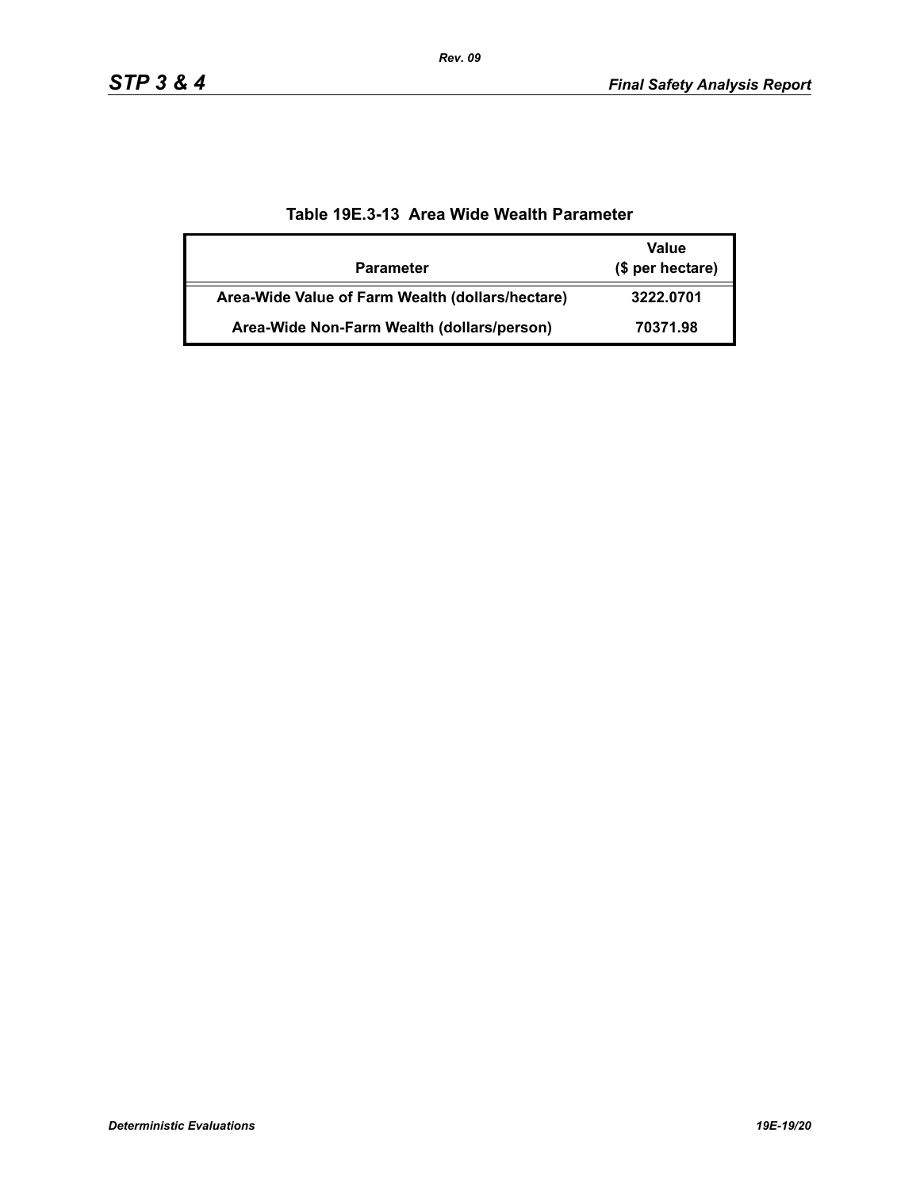**Table 19E.3-13 Area Wide Wealth Parameter**

| Parameter | Value ($ per hectare) |
|---|---|
| Area-Wide Value of Farm Wealth (dollars/hectare) | 3222.0701 |
| Area-Wide Non-Farm Wealth (dollars/person) | 70371.98 |